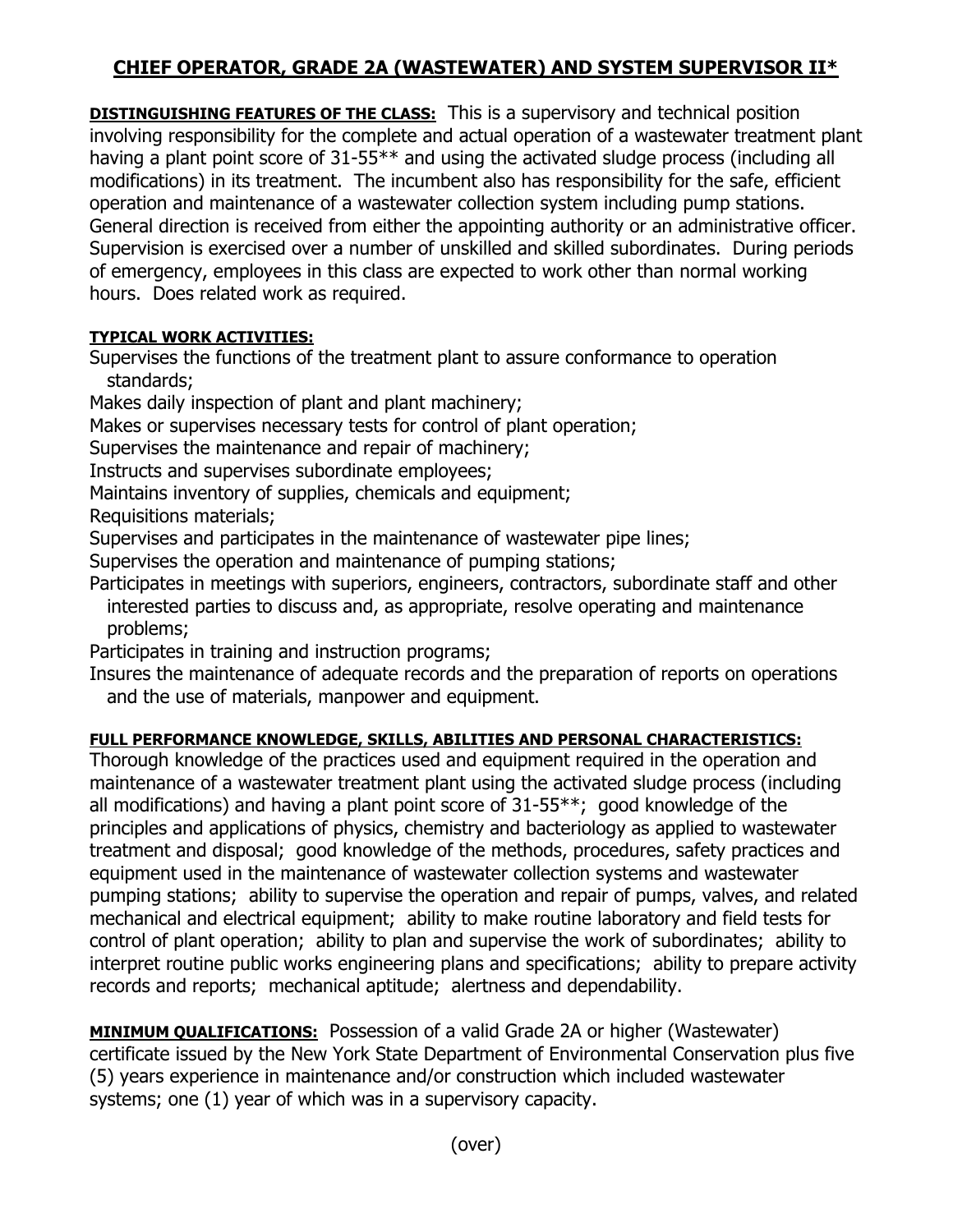# CHIEF OPERATOR, GRADE 2A (WASTEWATER) AND SYSTEM SUPERVISOR II*

**DISTINGUISHING FEATURES OF THE CLASS:** This is a supervisory and technical position involving responsibility for the complete and actual operation of a wastewater treatment plant having a plant point score of 31-55** and using the activated sludge process (including all modifications) in its treatment. The incumbent also has responsibility for the safe, efficient operation and maintenance of a wastewater collection system including pump stations. General direction is received from either the appointing authority or an administrative officer. Supervision is exercised over a number of unskilled and skilled subordinates. During periods of emergency, employees in this class are expected to work other than normal working hours. Does related work as required.

**TYPICAL WORK ACTIVITIES:**

Supervises the functions of the treatment plant to assure conformance to operation standards;
Makes daily inspection of plant and plant machinery;
Makes or supervises necessary tests for control of plant operation;
Supervises the maintenance and repair of machinery;
Instructs and supervises subordinate employees;
Maintains inventory of supplies, chemicals and equipment;
Requisitions materials;
Supervises and participates in the maintenance of wastewater pipe lines;
Supervises the operation and maintenance of pumping stations;
Participates in meetings with superiors, engineers, contractors, subordinate staff and other interested parties to discuss and, as appropriate, resolve operating and maintenance problems;
Participates in training and instruction programs;
Insures the maintenance of adequate records and the preparation of reports on operations and the use of materials, manpower and equipment.

**FULL PERFORMANCE KNOWLEDGE, SKILLS, ABILITIES AND PERSONAL CHARACTERISTICS:**
Thorough knowledge of the practices used and equipment required in the operation and maintenance of a wastewater treatment plant using the activated sludge process (including all modifications) and having a plant point score of 31-55**; good knowledge of the principles and applications of physics, chemistry and bacteriology as applied to wastewater treatment and disposal; good knowledge of the methods, procedures, safety practices and equipment used in the maintenance of wastewater collection systems and wastewater pumping stations; ability to supervise the operation and repair of pumps, valves, and related mechanical and electrical equipment; ability to make routine laboratory and field tests for control of plant operation; ability to plan and supervise the work of subordinates; ability to interpret routine public works engineering plans and specifications; ability to prepare activity records and reports; mechanical aptitude; alertness and dependability.

**MINIMUM QUALIFICATIONS:** Possession of a valid Grade 2A or higher (Wastewater) certificate issued by the New York State Department of Environmental Conservation plus five (5) years experience in maintenance and/or construction which included wastewater systems; one (1) year of which was in a supervisory capacity.

(over)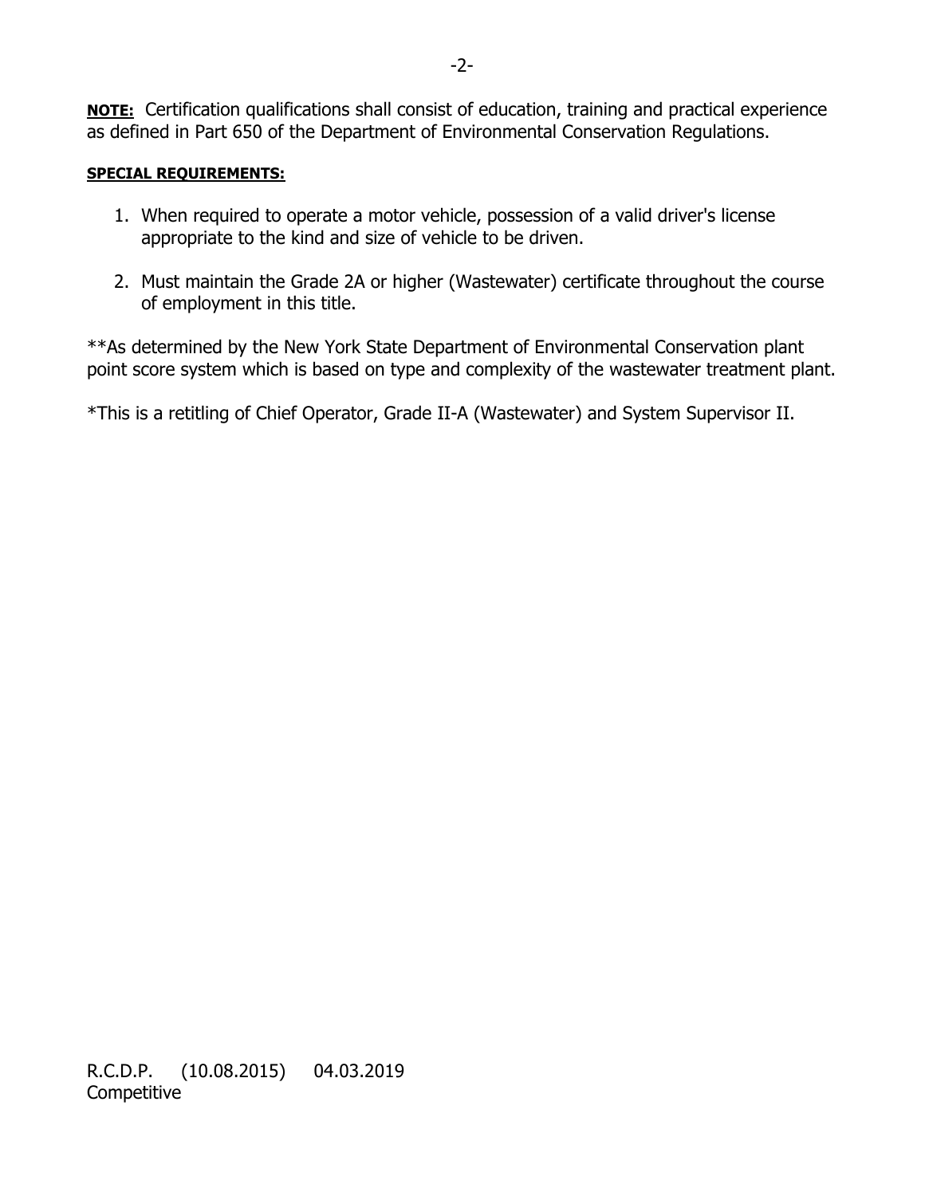**NOTE:** Certification qualifications shall consist of education, training and practical experience as defined in Part 650 of the Department of Environmental Conservation Regulations.

**SPECIAL REQUIREMENTS:**

1. When required to operate a motor vehicle, possession of a valid driver's license appropriate to the kind and size of vehicle to be driven.
2. Must maintain the Grade 2A or higher (Wastewater) certificate throughout the course of employment in this title.

**As determined by the New York State Department of Environmental Conservation plant point score system which is based on type and complexity of the wastewater treatment plant.

*This is a retitling of Chief Operator, Grade II-A (Wastewater) and System Supervisor II.

R.C.D.P. (10.08.2015) 04.03.2019
Competitive